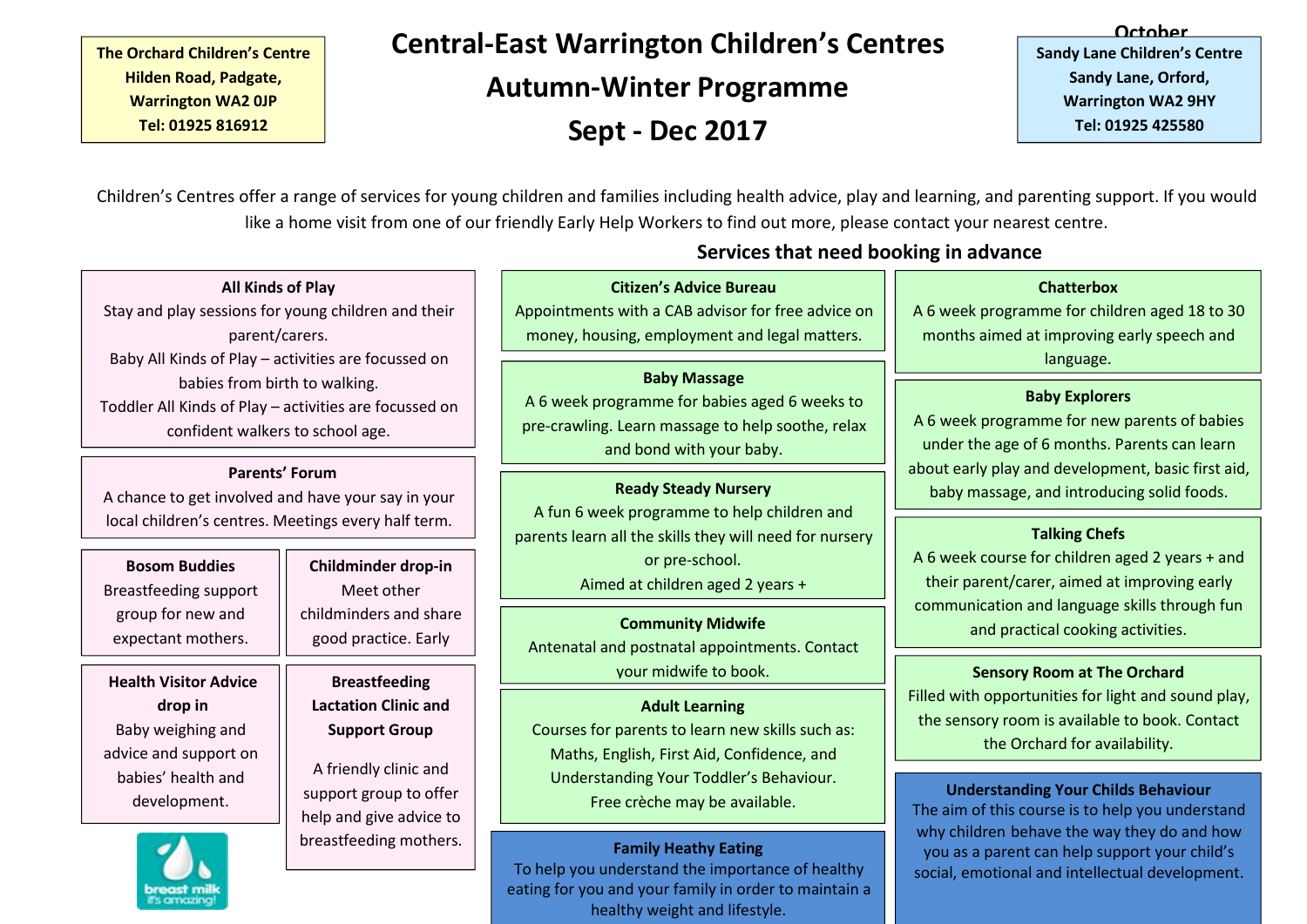The Orchard Children's Centre
Hilden Road, Padgate,
Warrington WA2 0JP
Tel: 01925 816912

# Central-East Warrington Children's Centres
# Autumn-Winter Programme
# Sept - Dec 2017

October

Sandy Lane Children's Centre
Sandy Lane, Orford,
Warrington WA2 9HY
Tel: 01925 425580

Children's Centres offer a range of services for young children and families including health advice, play and learning, and parenting support. If you would like a home visit from one of our friendly Early Help Workers to find out more, please contact your nearest centre.

**All Kinds of Play**
Stay and play sessions for young children and their parent/carers.
Baby All Kinds of Play – activities are focussed on babies from birth to walking.
Toddler All Kinds of Play – activities are focussed on confident walkers to school age.

**Parents' Forum**
A chance to get involved and have your say in your local children's centres. Meetings every half term.

**Bosom Buddies**
Breastfeeding support group for new and expectant mothers.

**Childminder drop-in**
Meet other childminders and share good practice. Early

**Health Visitor Advice drop in**
Baby weighing and advice and support on babies' health and development.

**Breastfeeding Lactation Clinic and Support Group**
A friendly clinic and support group to offer help and give advice to breastfeeding mothers.

## Services that need booking in advance

**Citizen's Advice Bureau**
Appointments with a CAB advisor for free advice on money, housing, employment and legal matters.

**Baby Massage**
A 6 week programme for babies aged 6 weeks to pre-crawling. Learn massage to help soothe, relax and bond with your baby.

**Ready Steady Nursery**
A fun 6 week programme to help children and parents learn all the skills they will need for nursery or pre-school.
Aimed at children aged 2 years +

**Community Midwife**
Antenatal and postnatal appointments. Contact your midwife to book.

**Adult Learning**
Courses for parents to learn new skills such as: Maths, English, First Aid, Confidence, and Understanding Your Toddler's Behaviour.
Free crèche may be available.

**Family Heathy Eating**
To help you understand the importance of healthy eating for you and your family in order to maintain a healthy weight and lifestyle.

**Chatterbox**
A 6 week programme for children aged 18 to 30 months aimed at improving early speech and language.

**Baby Explorers**
A 6 week programme for new parents of babies under the age of 6 months. Parents can learn about early play and development, basic first aid, baby massage, and introducing solid foods.

**Talking Chefs**
A 6 week course for children aged 2 years + and their parent/carer, aimed at improving early communication and language skills through fun and practical cooking activities.

**Sensory Room at The Orchard**
Filled with opportunities for light and sound play, the sensory room is available to book. Contact the Orchard for availability.

**Understanding Your Childs Behaviour**
The aim of this course is to help you understand why children behave the way they do and how you as a parent can help support your child's social, emotional and intellectual development.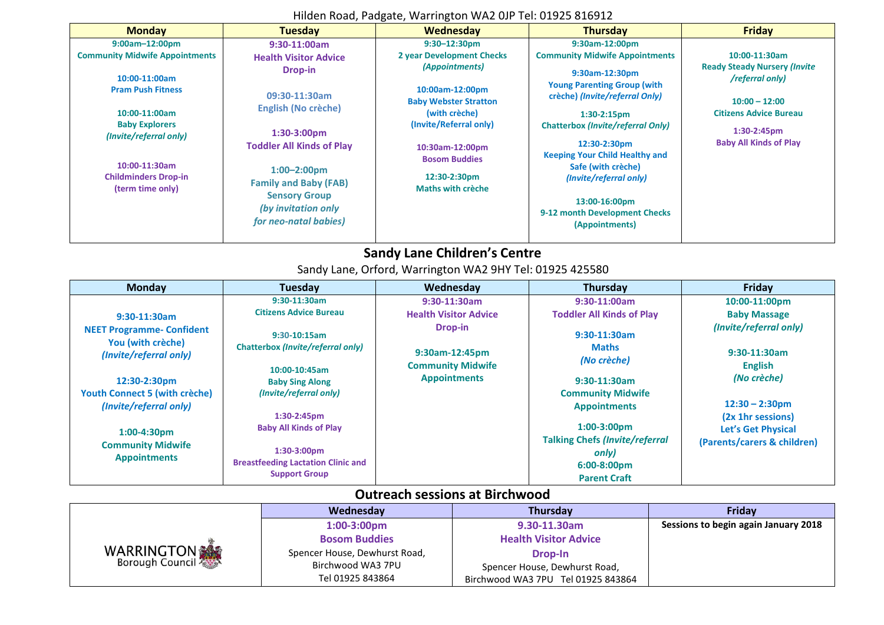Hilden Road, Padgate, Warrington WA2 0JP Tel: 01925 816912

| Monday | Tuesday | Wednesday | Thursday | Friday |
|---|---|---|---|---|
| **9:00am–12:00pm**<br>**Community Midwife Appointments**<br><br>**10:00-11:00am**<br>**Pram Push Fitness**<br><br>**10:00-11:00am**<br>**Baby Explorers**<br>***(Invite/referral only)***<br><br>**10:00-11:30am**<br>**Childminders Drop-in**<br>**(term time only)** | **9:30-11:00am**<br>**Health Visitor Advice Drop-in**<br><br>**09:30-11:30am**<br>**English (No crèche)**<br><br>**1:30-3:00pm**<br>**Toddler All Kinds of Play**<br><br>**1:00–2:00pm**<br>**Family and Baby (FAB) Sensory Group**<br>***(by invitation only for neo-natal babies)*** | **9:30–12:30pm**<br>**2 year Development Checks**<br>***(Appointments)***<br><br>**10:00am-12:00pm**<br>**Baby Webster Stratton (with crèche)**<br>**(Invite/Referral only)**<br><br>**10:30am-12:00pm**<br>**Bosom Buddies**<br><br>**12:30-2:30pm**<br>**Maths with crèche** | **9:30am-12:00pm**<br>**Community Midwife Appointments**<br><br>**9:30am-12:30pm**<br>**Young Parenting Group (with crèche)** ***(Invite/referral Only)***<br><br>**1:30-2:15pm**<br>**Chatterbox** ***(Invite/referral Only)***<br><br>**12:30-2:30pm**<br>**Keeping Your Child Healthy and Safe (with crèche)**<br>***(Invite/referral only)***<br><br>**13:00-16:00pm**<br>**9-12 month Development Checks (Appointments)** | **10:00-11:30am**<br>**Ready Steady Nursery** ***(Invite /referral only)***<br><br>**10:00 – 12:00**<br>**Citizens Advice Bureau**<br><br>**1:30-2:45pm**<br>**Baby All Kinds of Play** |

## Sandy Lane Children's Centre

Sandy Lane, Orford, Warrington WA2 9HY Tel: 01925 425580

| Monday | Tuesday | Wednesday | Thursday | Friday |
|---|---|---|---|---|
| **9:30-11:30am**<br>**NEET Programme- Confident You (with crèche)**<br>***(Invite/referral only)***<br><br>**12:30-2:30pm**<br>**Youth Connect 5 (with crèche)**<br>***(Invite/referral only)***<br><br>**1:00-4:30pm**<br>**Community Midwife Appointments** | **9:30-11:30am**<br>**Citizens Advice Bureau**<br><br>**9:30-10:15am**<br>**Chatterbox** ***(Invite/referral only)***<br><br>**10:00-10:45am**<br>**Baby Sing Along**<br>***(Invite/referral only)***<br><br>**1:30-2:45pm**<br>**Baby All Kinds of Play**<br><br>**1:30-3:00pm**<br>**Breastfeeding Lactation Clinic and Support Group** | **9:30-11:30am**<br>**Health Visitor Advice Drop-in**<br><br>**9:30am-12:45pm**<br>**Community Midwife Appointments** | **9:30-11:00am**<br>**Toddler All Kinds of Play**<br><br>**9:30-11:30am**<br>**Maths**<br>***(No crèche)***<br><br>**9:30-11:30am**<br>**Community Midwife Appointments**<br><br>**1:00-3:00pm**<br>**Talking Chefs** ***(Invite/referral only)***<br>**6:00-8:00pm**<br>**Parent Craft** | **10:00-11:00pm**<br>**Baby Massage**<br>***(Invite/referral only)***<br><br>**9:30-11:30am**<br>**English**<br>***(No crèche)***<br><br>**12:30 – 2:30pm**<br>**(2x 1hr sessions)**<br>**Let's Get Physical**<br>**(Parents/carers & children)** |

## Outreach sessions at Birchwood

| | Wednesday | Thursday | Friday |
|---|---|---|---|
| WARRINGTON Borough Council | **1:00-3:00pm**<br>**Bosom Buddies**<br>Spencer House, Dewhurst Road, Birchwood WA3 7PU<br>Tel 01925 843864 | **9.30-11.30am**<br>**Health Visitor Advice Drop-In**<br>Spencer House, Dewhurst Road, Birchwood WA3 7PU Tel 01925 843864 | **Sessions to begin again January 2018** |